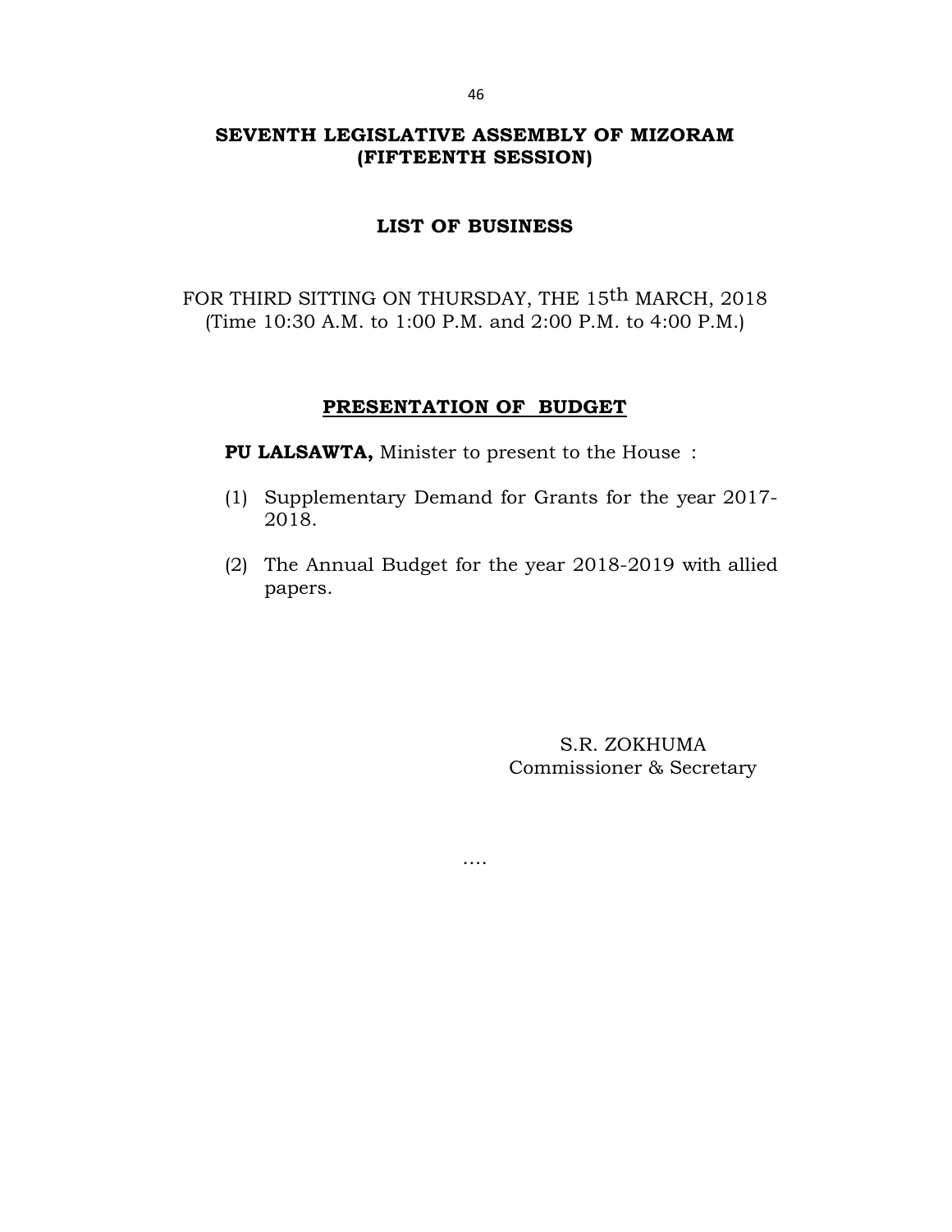# SEVENTH LEGISLATIVE ASSEMBLY OF MIZORAM
## (FIFTEENTH SESSION)

### LIST OF BUSINESS

FOR THIRD SITTING ON THURSDAY, THE 15th MARCH, 2018
(Time 10:30 A.M. to 1:00 P.M. and 2:00 P.M. to 4:00 P.M.)

### PRESENTATION OF BUDGET

**PU LALSAWTA,** Minister to present to the House :

(1) Supplementary Demand for Grants for the year 2017-2018.

(2) The Annual Budget for the year 2018-2019 with allied papers.

S.R. ZOKHUMA
Commissioner & Secretary

....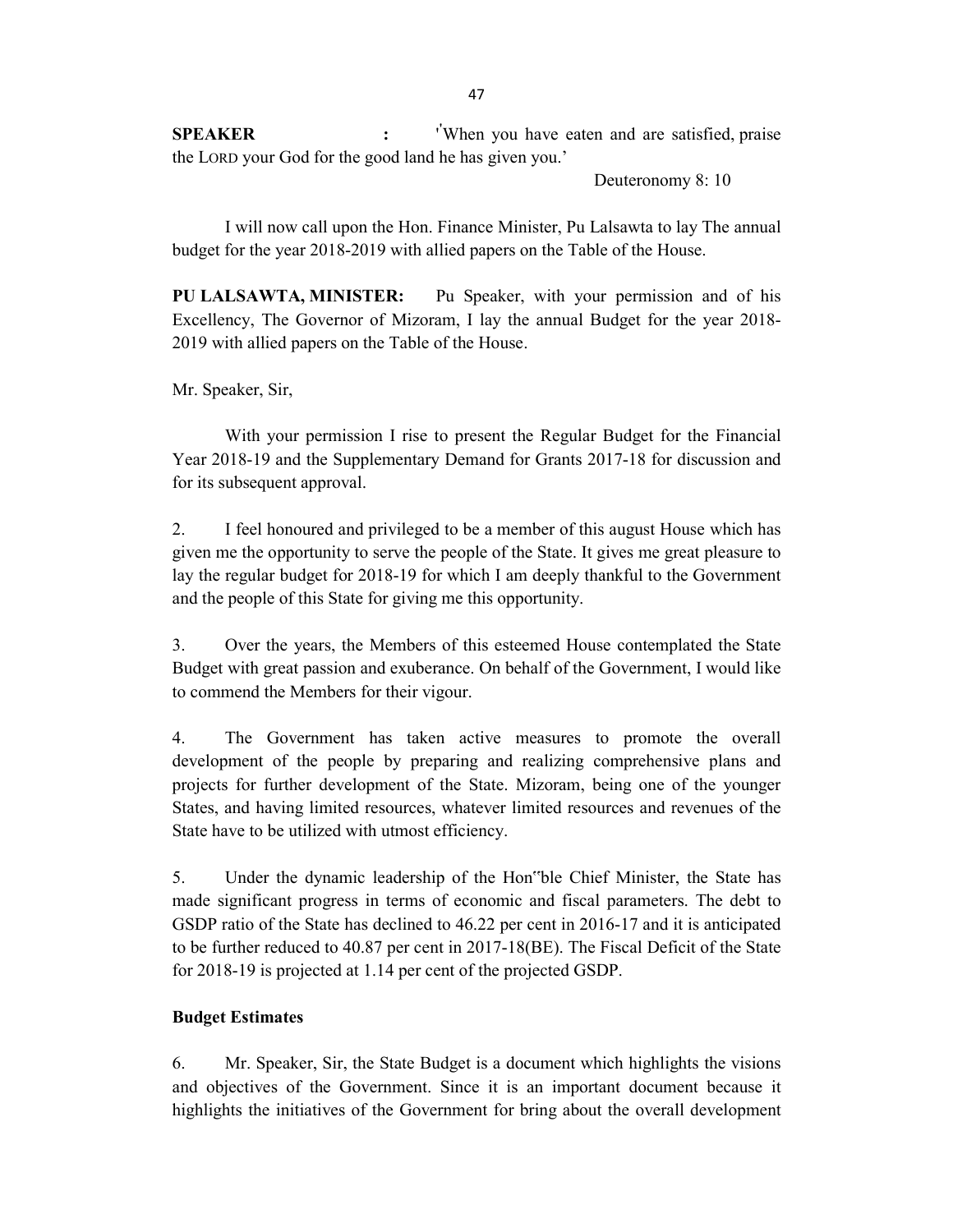**SPEAKER :** 'When you have eaten and are satisfied, praise the LORD your God for the good land he has given you.'

Deuteronomy 8: 10

I will now call upon the Hon. Finance Minister, Pu Lalsawta to lay The annual budget for the year 2018-2019 with allied papers on the Table of the House.

**PU LALSAWTA, MINISTER:** Pu Speaker, with your permission and of his Excellency, The Governor of Mizoram, I lay the annual Budget for the year 2018-2019 with allied papers on the Table of the House.

Mr. Speaker, Sir,

With your permission I rise to present the Regular Budget for the Financial Year 2018-19 and the Supplementary Demand for Grants 2017-18 for discussion and for its subsequent approval.

2. I feel honoured and privileged to be a member of this august House which has given me the opportunity to serve the people of the State. It gives me great pleasure to lay the regular budget for 2018-19 for which I am deeply thankful to the Government and the people of this State for giving me this opportunity.

3. Over the years, the Members of this esteemed House contemplated the State Budget with great passion and exuberance. On behalf of the Government, I would like to commend the Members for their vigour.

4. The Government has taken active measures to promote the overall development of the people by preparing and realizing comprehensive plans and projects for further development of the State. Mizoram, being one of the younger States, and having limited resources, whatever limited resources and revenues of the State have to be utilized with utmost efficiency.

5. Under the dynamic leadership of the Hon"ble Chief Minister, the State has made significant progress in terms of economic and fiscal parameters. The debt to GSDP ratio of the State has declined to 46.22 per cent in 2016-17 and it is anticipated to be further reduced to 40.87 per cent in 2017-18(BE). The Fiscal Deficit of the State for 2018-19 is projected at 1.14 per cent of the projected GSDP.

**Budget Estimates**

6. Mr. Speaker, Sir, the State Budget is a document which highlights the visions and objectives of the Government. Since it is an important document because it highlights the initiatives of the Government for bring about the overall development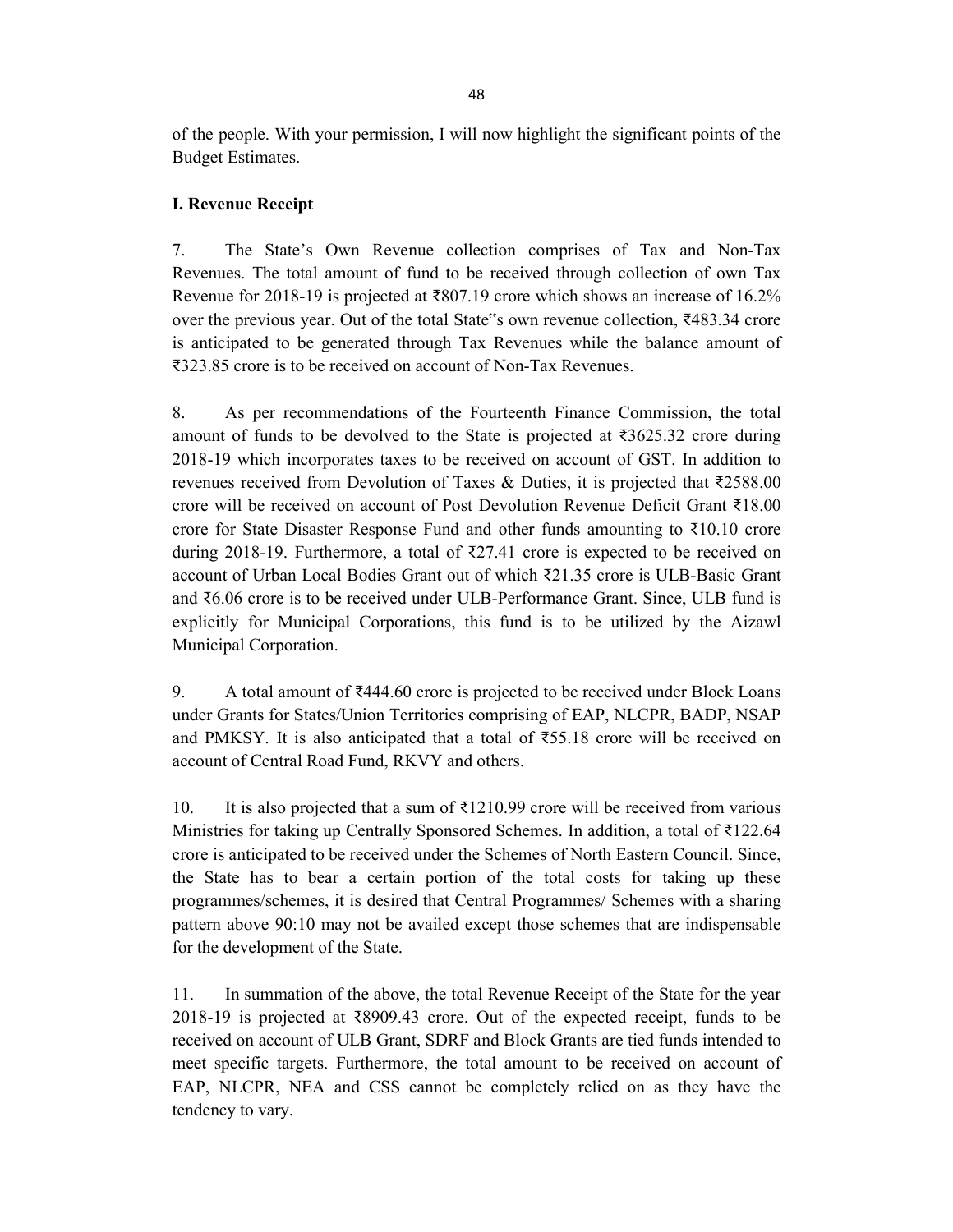of the people. With your permission, I will now highlight the significant points of the Budget Estimates.

**I. Revenue Receipt**

7. The State's Own Revenue collection comprises of Tax and Non-Tax Revenues. The total amount of fund to be received through collection of own Tax Revenue for 2018-19 is projected at ₹807.19 crore which shows an increase of 16.2% over the previous year. Out of the total State"s own revenue collection, ₹483.34 crore is anticipated to be generated through Tax Revenues while the balance amount of ₹323.85 crore is to be received on account of Non-Tax Revenues.

8. As per recommendations of the Fourteenth Finance Commission, the total amount of funds to be devolved to the State is projected at ₹3625.32 crore during 2018-19 which incorporates taxes to be received on account of GST. In addition to revenues received from Devolution of Taxes & Duties, it is projected that ₹2588.00 crore will be received on account of Post Devolution Revenue Deficit Grant ₹18.00 crore for State Disaster Response Fund and other funds amounting to ₹10.10 crore during 2018-19. Furthermore, a total of ₹27.41 crore is expected to be received on account of Urban Local Bodies Grant out of which ₹21.35 crore is ULB-Basic Grant and ₹6.06 crore is to be received under ULB-Performance Grant. Since, ULB fund is explicitly for Municipal Corporations, this fund is to be utilized by the Aizawl Municipal Corporation.

9. A total amount of ₹444.60 crore is projected to be received under Block Loans under Grants for States/Union Territories comprising of EAP, NLCPR, BADP, NSAP and PMKSY. It is also anticipated that a total of ₹55.18 crore will be received on account of Central Road Fund, RKVY and others.

10. It is also projected that a sum of ₹1210.99 crore will be received from various Ministries for taking up Centrally Sponsored Schemes. In addition, a total of ₹122.64 crore is anticipated to be received under the Schemes of North Eastern Council. Since, the State has to bear a certain portion of the total costs for taking up these programmes/schemes, it is desired that Central Programmes/ Schemes with a sharing pattern above 90:10 may not be availed except those schemes that are indispensable for the development of the State.

11. In summation of the above, the total Revenue Receipt of the State for the year 2018-19 is projected at ₹8909.43 crore. Out of the expected receipt, funds to be received on account of ULB Grant, SDRF and Block Grants are tied funds intended to meet specific targets. Furthermore, the total amount to be received on account of EAP, NLCPR, NEA and CSS cannot be completely relied on as they have the tendency to vary.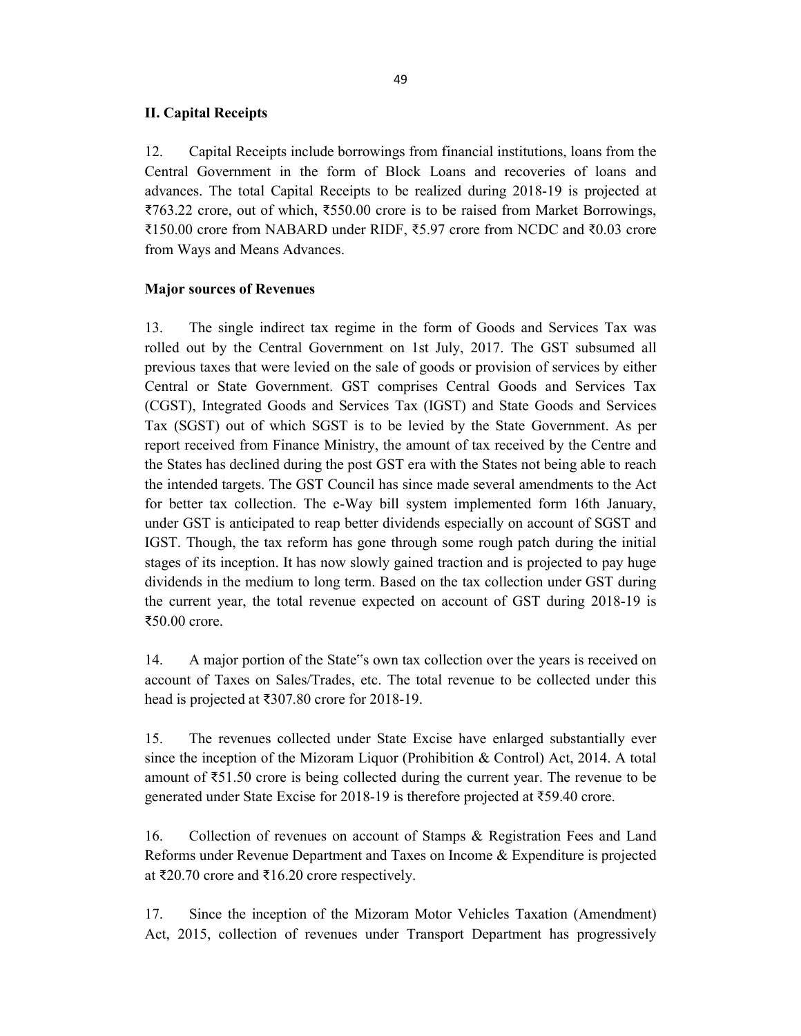## II. Capital Receipts

12. Capital Receipts include borrowings from financial institutions, loans from the Central Government in the form of Block Loans and recoveries of loans and advances. The total Capital Receipts to be realized during 2018-19 is projected at ₹763.22 crore, out of which, ₹550.00 crore is to be raised from Market Borrowings, ₹150.00 crore from NABARD under RIDF, ₹5.97 crore from NCDC and ₹0.03 crore from Ways and Means Advances.

### Major sources of Revenues

13. The single indirect tax regime in the form of Goods and Services Tax was rolled out by the Central Government on 1st July, 2017. The GST subsumed all previous taxes that were levied on the sale of goods or provision of services by either Central or State Government. GST comprises Central Goods and Services Tax (CGST), Integrated Goods and Services Tax (IGST) and State Goods and Services Tax (SGST) out of which SGST is to be levied by the State Government. As per report received from Finance Ministry, the amount of tax received by the Centre and the States has declined during the post GST era with the States not being able to reach the intended targets. The GST Council has since made several amendments to the Act for better tax collection. The e-Way bill system implemented form 16th January, under GST is anticipated to reap better dividends especially on account of SGST and IGST. Though, the tax reform has gone through some rough patch during the initial stages of its inception. It has now slowly gained traction and is projected to pay huge dividends in the medium to long term. Based on the tax collection under GST during the current year, the total revenue expected on account of GST during 2018-19 is ₹50.00 crore.

14. A major portion of the State"s own tax collection over the years is received on account of Taxes on Sales/Trades, etc. The total revenue to be collected under this head is projected at ₹307.80 crore for 2018-19.

15. The revenues collected under State Excise have enlarged substantially ever since the inception of the Mizoram Liquor (Prohibition & Control) Act, 2014. A total amount of ₹51.50 crore is being collected during the current year. The revenue to be generated under State Excise for 2018-19 is therefore projected at ₹59.40 crore.

16. Collection of revenues on account of Stamps & Registration Fees and Land Reforms under Revenue Department and Taxes on Income & Expenditure is projected at ₹20.70 crore and ₹16.20 crore respectively.

17. Since the inception of the Mizoram Motor Vehicles Taxation (Amendment) Act, 2015, collection of revenues under Transport Department has progressively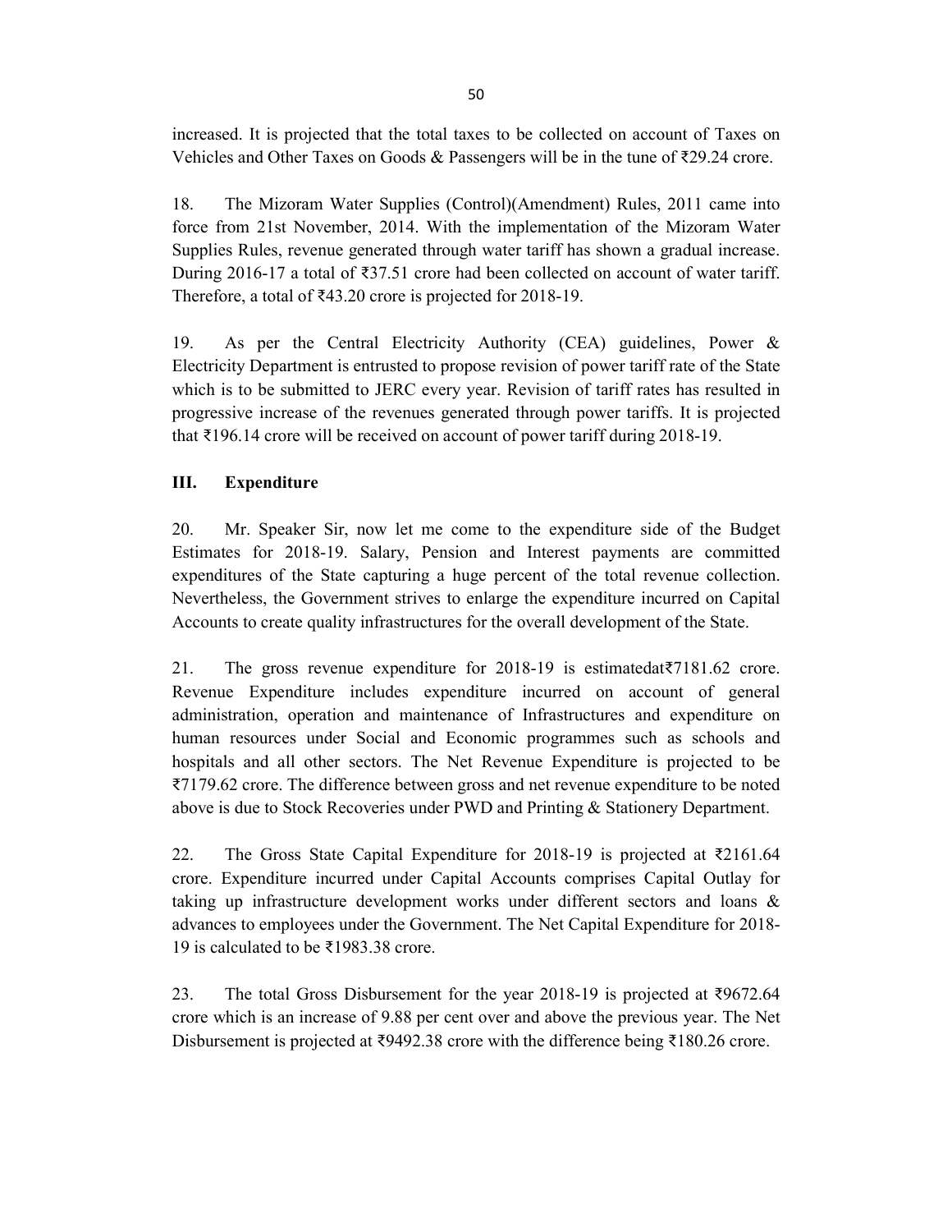increased. It is projected that the total taxes to be collected on account of Taxes on Vehicles and Other Taxes on Goods & Passengers will be in the tune of ₹29.24 crore.

18. The Mizoram Water Supplies (Control)(Amendment) Rules, 2011 came into force from 21st November, 2014. With the implementation of the Mizoram Water Supplies Rules, revenue generated through water tariff has shown a gradual increase. During 2016-17 a total of ₹37.51 crore had been collected on account of water tariff. Therefore, a total of ₹43.20 crore is projected for 2018-19.

19. As per the Central Electricity Authority (CEA) guidelines, Power & Electricity Department is entrusted to propose revision of power tariff rate of the State which is to be submitted to JERC every year. Revision of tariff rates has resulted in progressive increase of the revenues generated through power tariffs. It is projected that ₹196.14 crore will be received on account of power tariff during 2018-19.

## III. Expenditure

20. Mr. Speaker Sir, now let me come to the expenditure side of the Budget Estimates for 2018-19. Salary, Pension and Interest payments are committed expenditures of the State capturing a huge percent of the total revenue collection. Nevertheless, the Government strives to enlarge the expenditure incurred on Capital Accounts to create quality infrastructures for the overall development of the State.

21. The gross revenue expenditure for 2018-19 is estimatedat₹7181.62 crore. Revenue Expenditure includes expenditure incurred on account of general administration, operation and maintenance of Infrastructures and expenditure on human resources under Social and Economic programmes such as schools and hospitals and all other sectors. The Net Revenue Expenditure is projected to be ₹7179.62 crore. The difference between gross and net revenue expenditure to be noted above is due to Stock Recoveries under PWD and Printing & Stationery Department.

22. The Gross State Capital Expenditure for 2018-19 is projected at ₹2161.64 crore. Expenditure incurred under Capital Accounts comprises Capital Outlay for taking up infrastructure development works under different sectors and loans & advances to employees under the Government. The Net Capital Expenditure for 2018-19 is calculated to be ₹1983.38 crore.

23. The total Gross Disbursement for the year 2018-19 is projected at ₹9672.64 crore which is an increase of 9.88 per cent over and above the previous year. The Net Disbursement is projected at ₹9492.38 crore with the difference being ₹180.26 crore.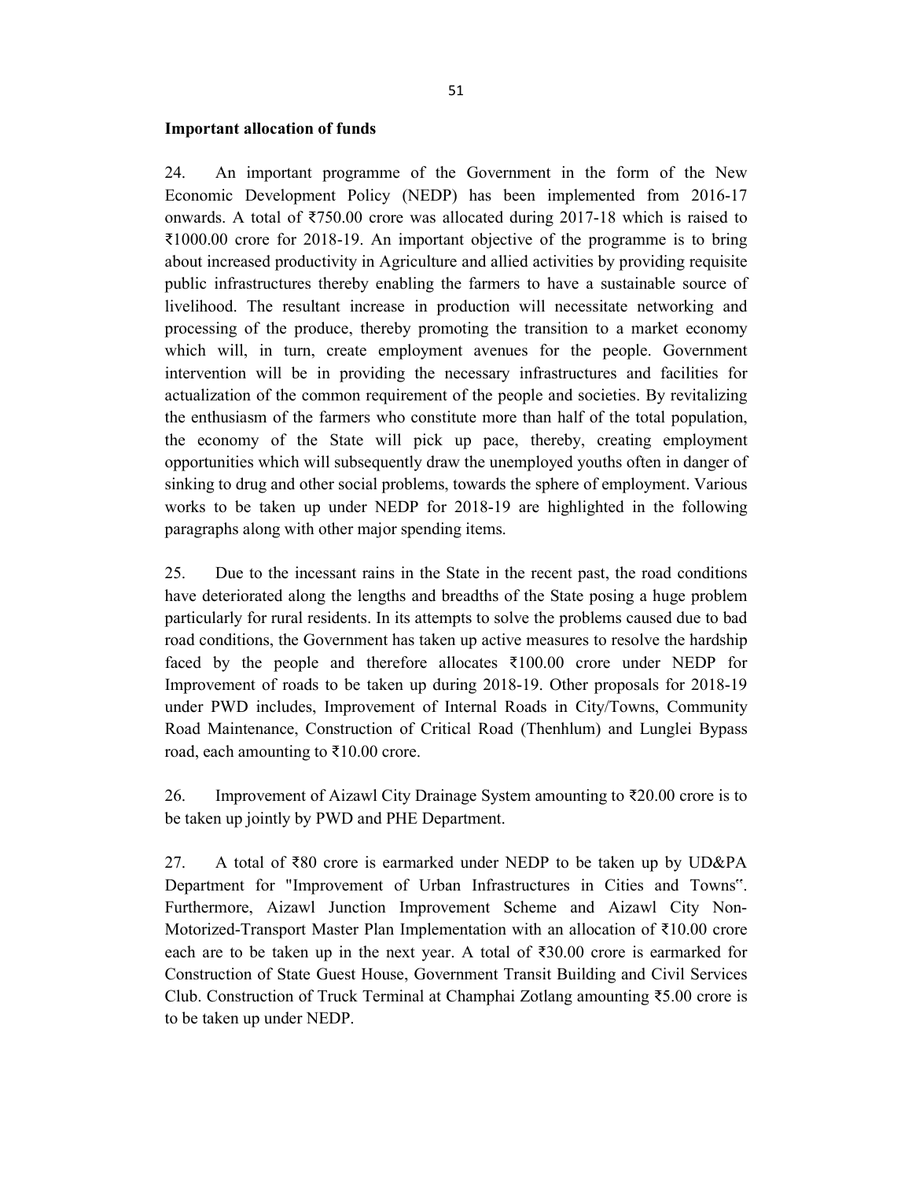**Important allocation of funds**

24. An important programme of the Government in the form of the New Economic Development Policy (NEDP) has been implemented from 2016-17 onwards. A total of ₹750.00 crore was allocated during 2017-18 which is raised to ₹1000.00 crore for 2018-19. An important objective of the programme is to bring about increased productivity in Agriculture and allied activities by providing requisite public infrastructures thereby enabling the farmers to have a sustainable source of livelihood. The resultant increase in production will necessitate networking and processing of the produce, thereby promoting the transition to a market economy which will, in turn, create employment avenues for the people. Government intervention will be in providing the necessary infrastructures and facilities for actualization of the common requirement of the people and societies. By revitalizing the enthusiasm of the farmers who constitute more than half of the total population, the economy of the State will pick up pace, thereby, creating employment opportunities which will subsequently draw the unemployed youths often in danger of sinking to drug and other social problems, towards the sphere of employment. Various works to be taken up under NEDP for 2018-19 are highlighted in the following paragraphs along with other major spending items.

25. Due to the incessant rains in the State in the recent past, the road conditions have deteriorated along the lengths and breadths of the State posing a huge problem particularly for rural residents. In its attempts to solve the problems caused due to bad road conditions, the Government has taken up active measures to resolve the hardship faced by the people and therefore allocates ₹100.00 crore under NEDP for Improvement of roads to be taken up during 2018-19. Other proposals for 2018-19 under PWD includes, Improvement of Internal Roads in City/Towns, Community Road Maintenance, Construction of Critical Road (Thenhlum) and Lunglei Bypass road, each amounting to ₹10.00 crore.

26. Improvement of Aizawl City Drainage System amounting to ₹20.00 crore is to be taken up jointly by PWD and PHE Department.

27. A total of ₹80 crore is earmarked under NEDP to be taken up by UD&PA Department for "Improvement of Urban Infrastructures in Cities and Towns". Furthermore, Aizawl Junction Improvement Scheme and Aizawl City Non-Motorized-Transport Master Plan Implementation with an allocation of ₹10.00 crore each are to be taken up in the next year. A total of ₹30.00 crore is earmarked for Construction of State Guest House, Government Transit Building and Civil Services Club. Construction of Truck Terminal at Champhai Zotlang amounting ₹5.00 crore is to be taken up under NEDP.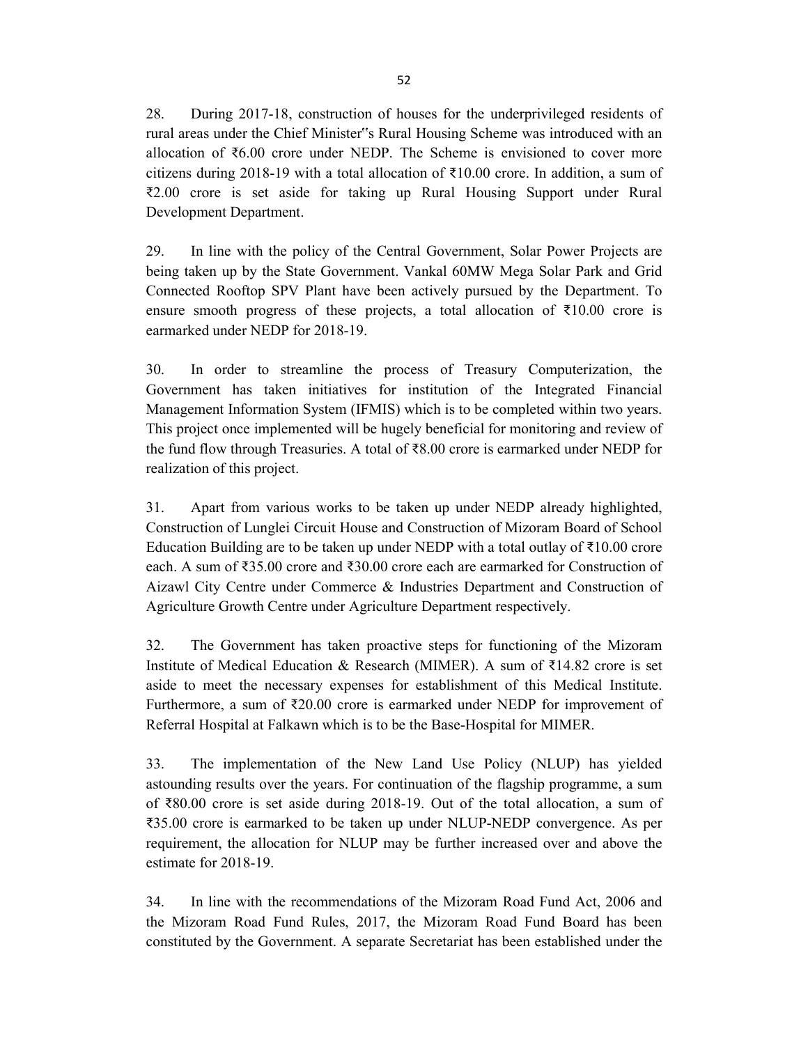28. During 2017-18, construction of houses for the underprivileged residents of rural areas under the Chief Minister"s Rural Housing Scheme was introduced with an allocation of ₹6.00 crore under NEDP. The Scheme is envisioned to cover more citizens during 2018-19 with a total allocation of ₹10.00 crore. In addition, a sum of ₹2.00 crore is set aside for taking up Rural Housing Support under Rural Development Department.

29. In line with the policy of the Central Government, Solar Power Projects are being taken up by the State Government. Vankal 60MW Mega Solar Park and Grid Connected Rooftop SPV Plant have been actively pursued by the Department. To ensure smooth progress of these projects, a total allocation of ₹10.00 crore is earmarked under NEDP for 2018-19.

30. In order to streamline the process of Treasury Computerization, the Government has taken initiatives for institution of the Integrated Financial Management Information System (IFMIS) which is to be completed within two years. This project once implemented will be hugely beneficial for monitoring and review of the fund flow through Treasuries. A total of ₹8.00 crore is earmarked under NEDP for realization of this project.

31. Apart from various works to be taken up under NEDP already highlighted, Construction of Lunglei Circuit House and Construction of Mizoram Board of School Education Building are to be taken up under NEDP with a total outlay of ₹10.00 crore each. A sum of ₹35.00 crore and ₹30.00 crore each are earmarked for Construction of Aizawl City Centre under Commerce & Industries Department and Construction of Agriculture Growth Centre under Agriculture Department respectively.

32. The Government has taken proactive steps for functioning of the Mizoram Institute of Medical Education & Research (MIMER). A sum of ₹14.82 crore is set aside to meet the necessary expenses for establishment of this Medical Institute. Furthermore, a sum of ₹20.00 crore is earmarked under NEDP for improvement of Referral Hospital at Falkawn which is to be the Base-Hospital for MIMER.

33. The implementation of the New Land Use Policy (NLUP) has yielded astounding results over the years. For continuation of the flagship programme, a sum of ₹80.00 crore is set aside during 2018-19. Out of the total allocation, a sum of ₹35.00 crore is earmarked to be taken up under NLUP-NEDP convergence. As per requirement, the allocation for NLUP may be further increased over and above the estimate for 2018-19.

34. In line with the recommendations of the Mizoram Road Fund Act, 2006 and the Mizoram Road Fund Rules, 2017, the Mizoram Road Fund Board has been constituted by the Government. A separate Secretariat has been established under the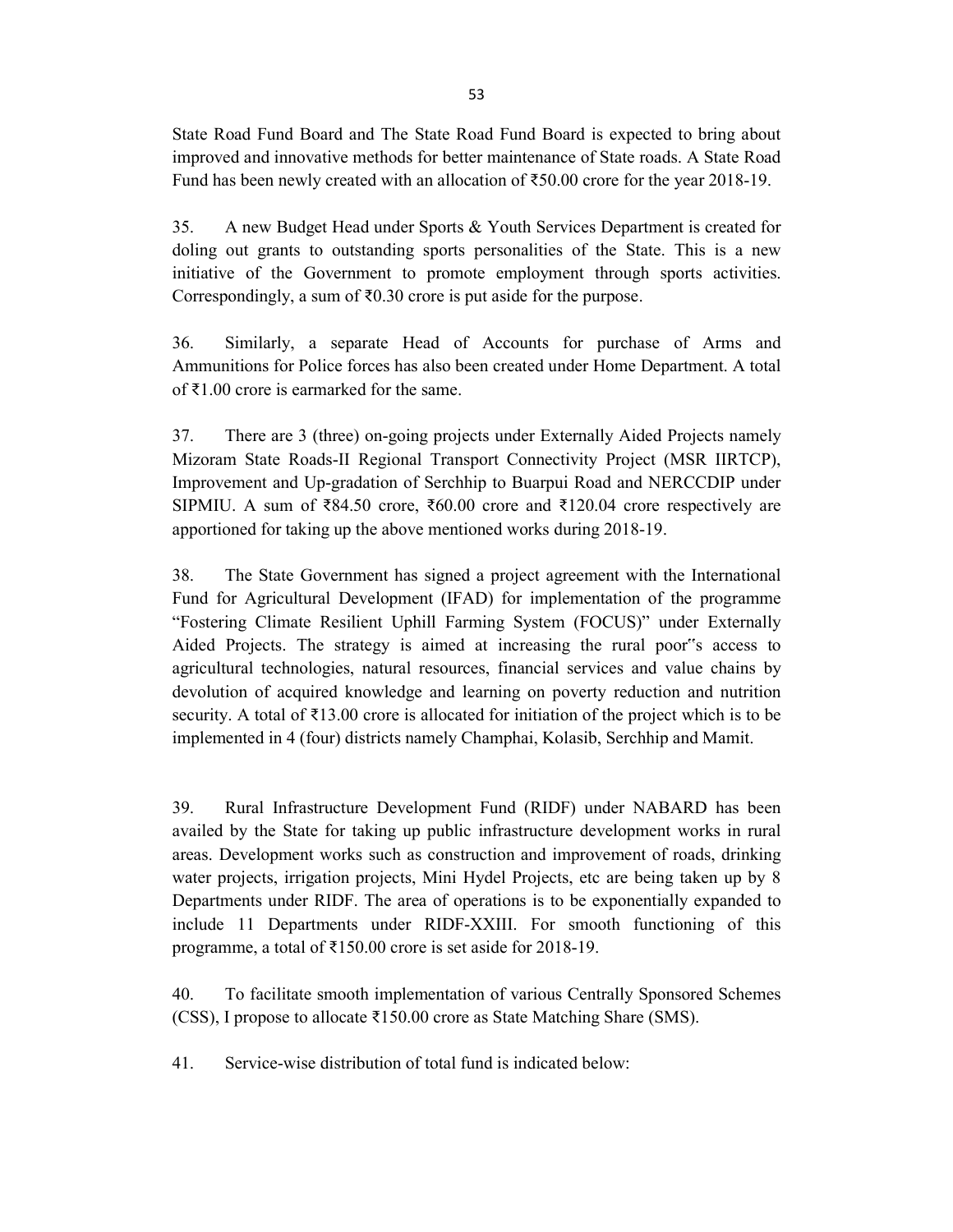State Road Fund Board and The State Road Fund Board is expected to bring about improved and innovative methods for better maintenance of State roads. A State Road Fund has been newly created with an allocation of ₹50.00 crore for the year 2018-19.

35. A new Budget Head under Sports & Youth Services Department is created for doling out grants to outstanding sports personalities of the State. This is a new initiative of the Government to promote employment through sports activities. Correspondingly, a sum of ₹0.30 crore is put aside for the purpose.

36. Similarly, a separate Head of Accounts for purchase of Arms and Ammunitions for Police forces has also been created under Home Department. A total of ₹1.00 crore is earmarked for the same.

37. There are 3 (three) on-going projects under Externally Aided Projects namely Mizoram State Roads-II Regional Transport Connectivity Project (MSR IIRTCP), Improvement and Up-gradation of Serchhip to Buarpui Road and NERCCDIP under SIPMIU. A sum of ₹84.50 crore, ₹60.00 crore and ₹120.04 crore respectively are apportioned for taking up the above mentioned works during 2018-19.

38. The State Government has signed a project agreement with the International Fund for Agricultural Development (IFAD) for implementation of the programme "Fostering Climate Resilient Uphill Farming System (FOCUS)" under Externally Aided Projects. The strategy is aimed at increasing the rural poor"s access to agricultural technologies, natural resources, financial services and value chains by devolution of acquired knowledge and learning on poverty reduction and nutrition security. A total of ₹13.00 crore is allocated for initiation of the project which is to be implemented in 4 (four) districts namely Champhai, Kolasib, Serchhip and Mamit.

39. Rural Infrastructure Development Fund (RIDF) under NABARD has been availed by the State for taking up public infrastructure development works in rural areas. Development works such as construction and improvement of roads, drinking water projects, irrigation projects, Mini Hydel Projects, etc are being taken up by 8 Departments under RIDF. The area of operations is to be exponentially expanded to include 11 Departments under RIDF-XXIII. For smooth functioning of this programme, a total of ₹150.00 crore is set aside for 2018-19.

40. To facilitate smooth implementation of various Centrally Sponsored Schemes (CSS), I propose to allocate ₹150.00 crore as State Matching Share (SMS).

41. Service-wise distribution of total fund is indicated below: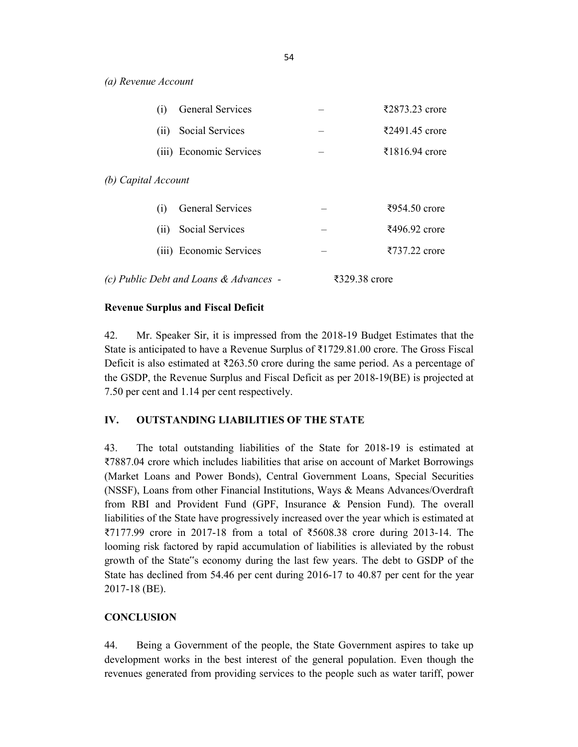*(a) Revenue Account*

| | | | |
|---|---|---|---|
| (i) | General Services | – | ₹2873.23 crore |
| (ii) | Social Services | – | ₹2491.45 crore |
| (iii) | Economic Services | – | ₹1816.94 crore |

*(b) Capital Account*

| | | | |
|---|---|---|---|
| (i) | General Services | – | ₹954.50 crore |
| (ii) | Social Services | – | ₹496.92 crore |
| (iii) | Economic Services | – | ₹737.22 crore |

*(c) Public Debt and Loans & Advances* - ₹329.38 crore

**Revenue Surplus and Fiscal Deficit**

42. Mr. Speaker Sir, it is impressed from the 2018-19 Budget Estimates that the State is anticipated to have a Revenue Surplus of ₹1729.81.00 crore. The Gross Fiscal Deficit is also estimated at ₹263.50 crore during the same period. As a percentage of the GSDP, the Revenue Surplus and Fiscal Deficit as per 2018-19(BE) is projected at 7.50 per cent and 1.14 per cent respectively.

## IV. OUTSTANDING LIABILITIES OF THE STATE

43. The total outstanding liabilities of the State for 2018-19 is estimated at ₹7887.04 crore which includes liabilities that arise on account of Market Borrowings (Market Loans and Power Bonds), Central Government Loans, Special Securities (NSSF), Loans from other Financial Institutions, Ways & Means Advances/Overdraft from RBI and Provident Fund (GPF, Insurance & Pension Fund). The overall liabilities of the State have progressively increased over the year which is estimated at ₹7177.99 crore in 2017-18 from a total of ₹5608.38 crore during 2013-14. The looming risk factored by rapid accumulation of liabilities is alleviated by the robust growth of the State"s economy during the last few years. The debt to GSDP of the State has declined from 54.46 per cent during 2016-17 to 40.87 per cent for the year 2017-18 (BE).

## CONCLUSION

44. Being a Government of the people, the State Government aspires to take up development works in the best interest of the general population. Even though the revenues generated from providing services to the people such as water tariff, power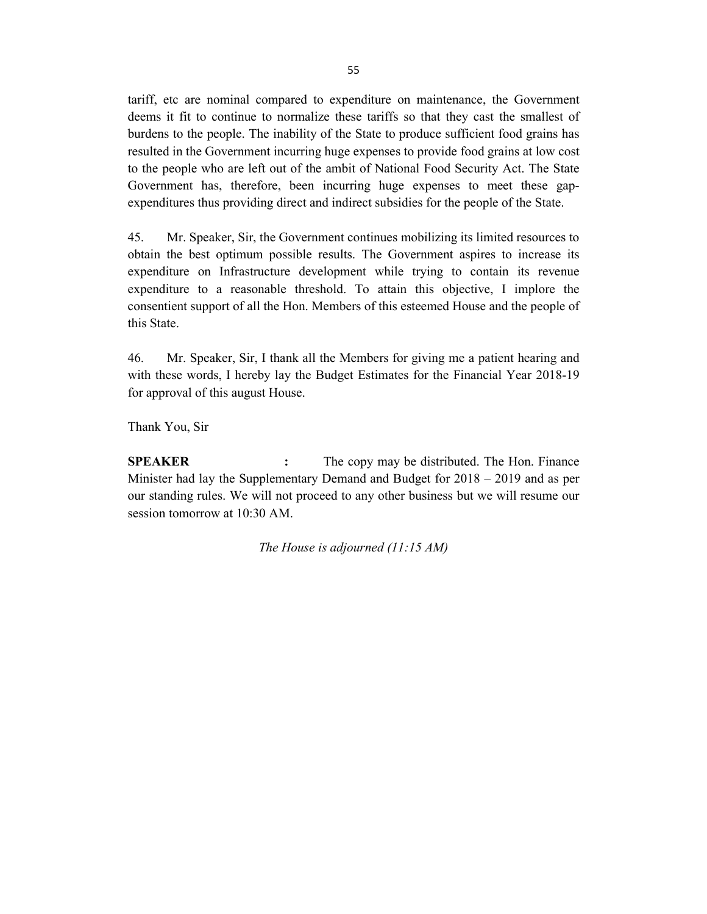tariff, etc are nominal compared to expenditure on maintenance, the Government deems it fit to continue to normalize these tariffs so that they cast the smallest of burdens to the people. The inability of the State to produce sufficient food grains has resulted in the Government incurring huge expenses to provide food grains at low cost to the people who are left out of the ambit of National Food Security Act. The State Government has, therefore, been incurring huge expenses to meet these gap-expenditures thus providing direct and indirect subsidies for the people of the State.

45. Mr. Speaker, Sir, the Government continues mobilizing its limited resources to obtain the best optimum possible results. The Government aspires to increase its expenditure on Infrastructure development while trying to contain its revenue expenditure to a reasonable threshold. To attain this objective, I implore the consentient support of all the Hon. Members of this esteemed House and the people of this State.

46. Mr. Speaker, Sir, I thank all the Members for giving me a patient hearing and with these words, I hereby lay the Budget Estimates for the Financial Year 2018-19 for approval of this august House.

Thank You, Sir

**SPEAKER** : The copy may be distributed. The Hon. Finance Minister had lay the Supplementary Demand and Budget for 2018 – 2019 and as per our standing rules. We will not proceed to any other business but we will resume our session tomorrow at 10:30 AM.

*The House is adjourned (11:15 AM)*